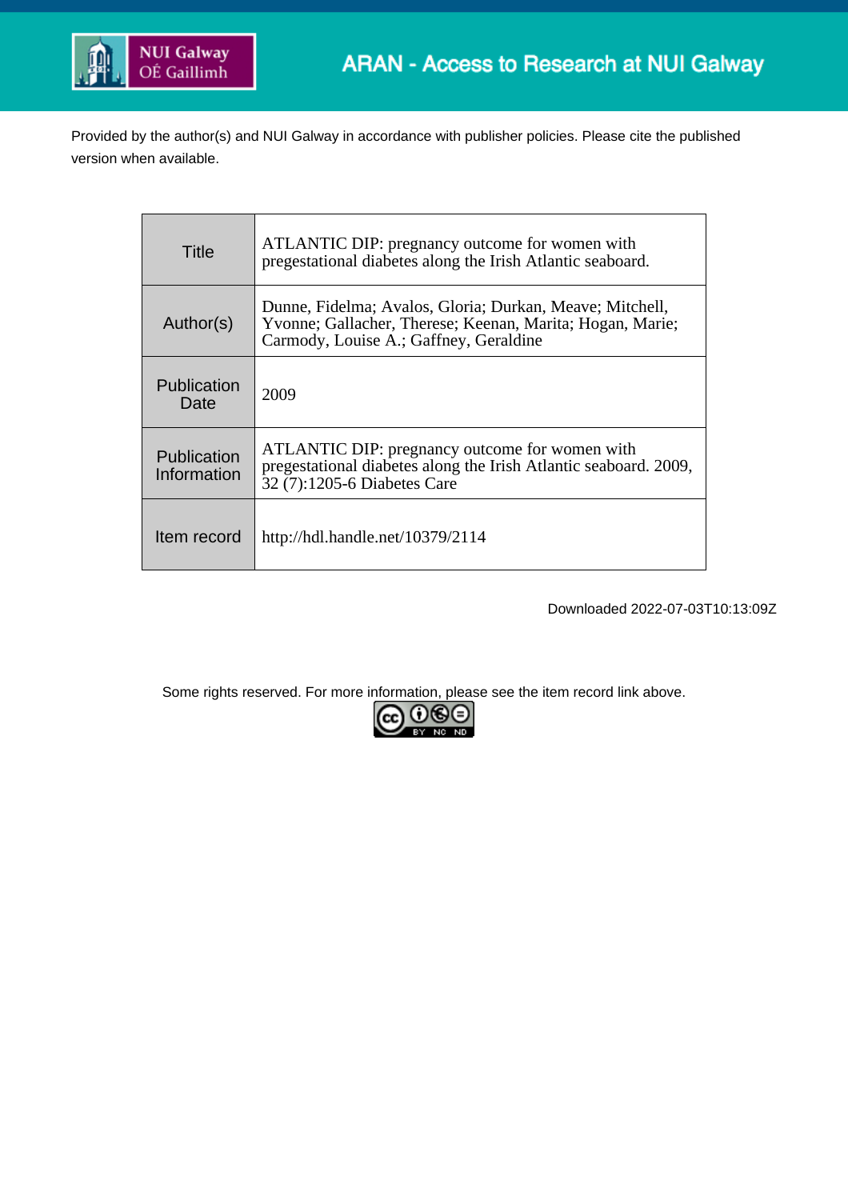ARAN - Access to Research at NUI Galway

Provided by the author(s) and NUI Galway in accordance with publisher policies. Please cite the published version when available.

| | |
|---|---|
| Title | ATLANTIC DIP: pregnancy outcome for women with pregestational diabetes along the Irish Atlantic seaboard. |
| Author(s) | Dunne, Fidelma; Avalos, Gloria; Durkan, Meave; Mitchell, Yvonne; Gallacher, Therese; Keenan, Marita; Hogan, Marie; Carmody, Louise A.; Gaffney, Geraldine |
| Publication Date | 2009 |
| Publication Information | ATLANTIC DIP: pregnancy outcome for women with pregestational diabetes along the Irish Atlantic seaboard. 2009, 32 (7):1205-6 Diabetes Care |
| Item record | http://hdl.handle.net/10379/2114 |

Downloaded 2022-07-03T10:13:09Z

Some rights reserved. For more information, please see the item record link above.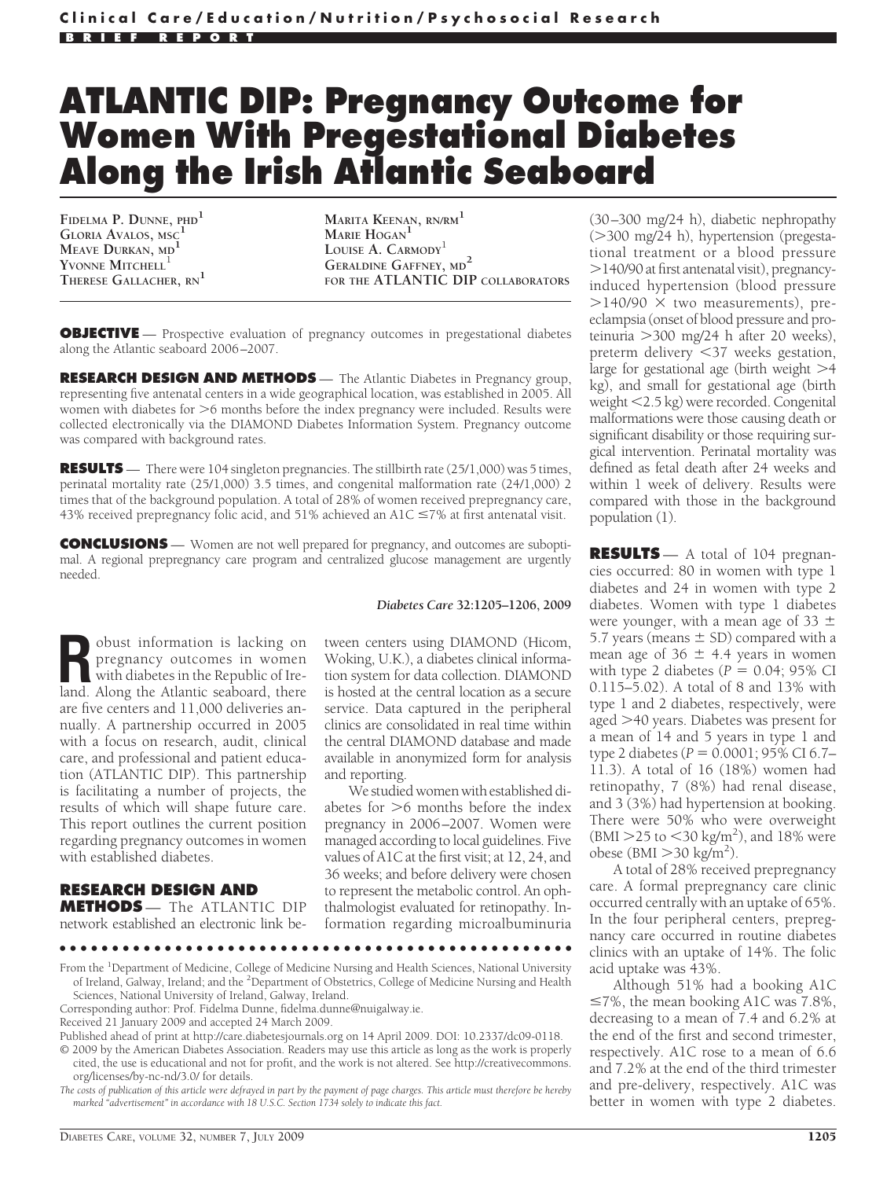Clinical Care/Education/Nutrition/Psychosocial Research

BRIEF REPORT

# ATLANTIC DIP: Pregnancy Outcome for Women With Pregestational Diabetes Along the Irish Atlantic Seaboard

FIDELMA P. DUNNE, PHD[1]
GLORIA AVALOS, MSC[1]
MEAVE DURKAN, MD[1]
YVONNE MITCHELL[1]
THERESE GALLACHER, RN[1]
MARITA KEENAN, RN/RM[1]
MARIE HOGAN[1]
LOUISE A. CARMODY[1]
GERALDINE GAFFNEY, MD[2]
FOR THE ATLANTIC DIP COLLABORATORS

**OBJECTIVE** — Prospective evaluation of pregnancy outcomes in pregestational diabetes along the Atlantic seaboard 2006–2007.

**RESEARCH DESIGN AND METHODS** — The Atlantic Diabetes in Pregnancy group, representing five antenatal centers in a wide geographical location, was established in 2005. All women with diabetes for >6 months before the index pregnancy were included. Results were collected electronically via the DIAMOND Diabetes Information System. Pregnancy outcome was compared with background rates.

**RESULTS** — There were 104 singleton pregnancies. The stillbirth rate (25/1,000) was 5 times, perinatal mortality rate (25/1,000) 3.5 times, and congenital malformation rate (24/1,000) 2 times that of the background population. A total of 28% of women received prepregnancy care, 43% received prepregnancy folic acid, and 51% achieved an A1C ≤7% at first antenatal visit.

**CONCLUSIONS** — Women are not well prepared for pregnancy, and outcomes are suboptimal. A regional prepregnancy care program and centralized glucose management are urgently needed.

*Diabetes Care* 32:1205–1206, 2009

Robust information is lacking on pregnancy outcomes in women with diabetes in the Republic of Ireland. Along the Atlantic seaboard, there are five centers and 11,000 deliveries annually. A partnership occurred in 2005 with a focus on research, audit, clinical care, and professional and patient education (ATLANTIC DIP). This partnership is facilitating a number of projects, the results of which will shape future care. This report outlines the current position regarding pregnancy outcomes in women with established diabetes.

## RESEARCH DESIGN AND METHODS

The ATLANTIC DIP network established an electronic link between centers using DIAMOND (Hicom, Woking, U.K.), a diabetes clinical information system for data collection. DIAMOND is hosted at the central location as a secure service. Data captured in the peripheral clinics are consolidated in real time within the central DIAMOND database and made available in anonymized form for analysis and reporting.

We studied women with established diabetes for >6 months before the index pregnancy in 2006–2007. Women were managed according to local guidelines. Five values of A1C at the first visit; at 12, 24, and 36 weeks; and before delivery were chosen to represent the metabolic control. An ophthalmologist evaluated for retinopathy. Information regarding microalbuminuria (30–300 mg/24 h), diabetic nephropathy (>300 mg/24 h), hypertension (pregestational treatment or a blood pressure >140/90 at first antenatal visit), pregnancy-induced hypertension (blood pressure >140/90 × two measurements), preeclampsia (onset of blood pressure and proteinuria >300 mg/24 h after 20 weeks), preterm delivery <37 weeks gestation, large for gestational age (birth weight >4 kg), and small for gestational age (birth weight <2.5 kg) were recorded. Congenital malformations were those causing death or significant disability or those requiring surgical intervention. Perinatal mortality was defined as fetal death after 24 weeks and within 1 week of delivery. Results were compared with those in the background population (1).

## RESULTS

A total of 104 pregnancies occurred: 80 in women with type 1 diabetes and 24 in women with type 2 diabetes. Women with type 1 diabetes were younger, with a mean age of 33 ± 5.7 years (means ± SD) compared with a mean age of 36 ± 4.4 years in women with type 2 diabetes ($P = 0.04$; 95% CI 0.115–5.02). A total of 8 and 13% with type 1 and 2 diabetes, respectively, were aged >40 years. Diabetes was present for a mean of 14 and 5 years in type 1 and type 2 diabetes ($P = 0.0001$; 95% CI 6.7–11.3). A total of 16 (18%) women had retinopathy, 7 (8%) had renal disease, and 3 (3%) had hypertension at booking. There were 50% who were overweight (BMI >25 to <30 kg/m$^2$), and 18% were obese (BMI >30 kg/m$^2$).

A total of 28% received prepregnancy care. A formal prepregnancy care clinic occurred centrally with an uptake of 65%. In the four peripheral centers, prepregnancy care occurred in routine diabetes clinics with an uptake of 14%. The folic acid uptake was 43%.

Although 51% had a booking A1C ≤7%, the mean booking A1C was 7.8%, decreasing to a mean of 7.4 and 6.2% at the end of the first and second trimester, respectively. A1C rose to a mean of 6.6 and 7.2% at the end of the third trimester and pre-delivery, respectively. A1C was better in women with type 2 diabetes.

From the [1]Department of Medicine, College of Medicine Nursing and Health Sciences, National University of Ireland, Galway, Ireland; and the [2]Department of Obstetrics, College of Medicine Nursing and Health Sciences, National University of Ireland, Galway, Ireland.

Corresponding author: Prof. Fidelma Dunne, fidelma.dunne@nuigalway.ie.

Received 21 January 2009 and accepted 24 March 2009.

Published ahead of print at http://care.diabetesjournals.org on 14 April 2009. DOI: 10.2337/dc09-0118.

© 2009 by the American Diabetes Association. Readers may use this article as long as the work is properly cited, the use is educational and not for profit, and the work is not altered. See http://creativecommons.org/licenses/by-nc-nd/3.0/ for details.

*The costs of publication of this article were defrayed in part by the payment of page charges. This article must therefore be hereby marked "advertisement" in accordance with 18 U.S.C. Section 1734 solely to indicate this fact.*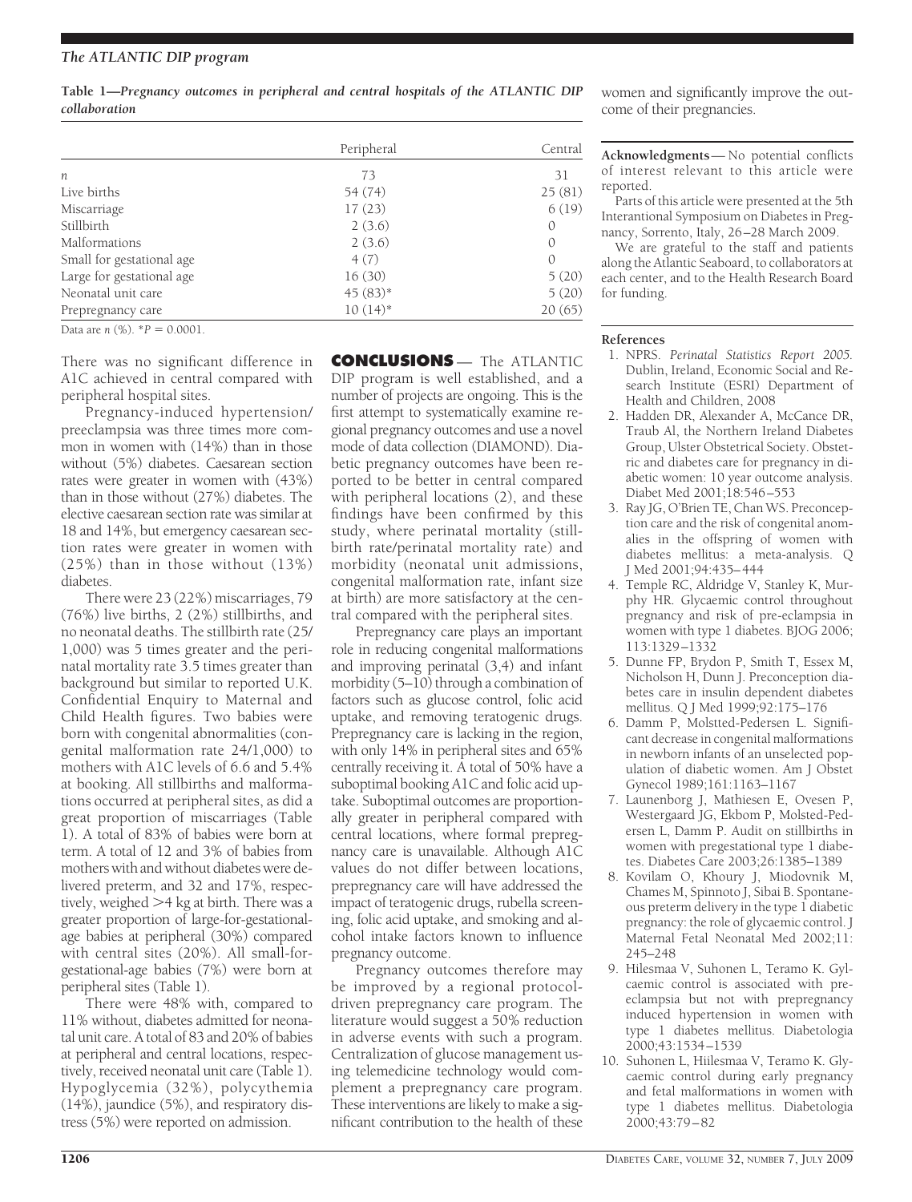**Table 1—Pregnancy outcomes in peripheral and central hospitals of the ATLANTIC DIP collaboration**

| | Peripheral | Central |
|---|---|---|
| *n* | 73 | 31 |
| Live births | 54 (74) | 25 (81) |
| Miscarriage | 17 (23) | 6 (19) |
| Stillbirth | 2 (3.6) | 0 |
| Malformations | 2 (3.6) | 0 |
| Small for gestational age | 4 (7) | 0 |
| Large for gestational age | 16 (30) | 5 (20) |
| Neonatal unit care | 45 (83)* | 5 (20) |
| Prepregnancy care | 10 (14)* | 20 (65) |

Data are *n* (%). *$P = 0.0001$.

There was no significant difference in A1C achieved in central compared with peripheral hospital sites.

Pregnancy-induced hypertension/preeclampsia was three times more common in women with (14%) than in those without (5%) diabetes. Caesarean section rates were greater in women with (43%) than in those without (27%) diabetes. The elective caesarean section rate was similar at 18 and 14%, but emergency caesarean section rates were greater in women with (25%) than in those without (13%) diabetes.

There were 23 (22%) miscarriages, 79 (76%) live births, 2 (2%) stillbirths, and no neonatal deaths. The stillbirth rate (25/1,000) was 5 times greater and the perinatal mortality rate 3.5 times greater than background but similar to reported U.K. Confidential Enquiry to Maternal and Child Health figures. Two babies were born with congenital abnormalities (congenital malformation rate 24/1,000) to mothers with A1C levels of 6.6 and 5.4% at booking. All stillbirths and malformations occurred at peripheral sites, as did a great proportion of miscarriages (Table 1). A total of 83% of babies were born at term. A total of 12 and 3% of babies from mothers with and without diabetes were delivered preterm, and 32 and 17%, respectively, weighed >4 kg at birth. There was a greater proportion of large-for-gestational-age babies at peripheral (30%) compared with central sites (20%). All small-for-gestational-age babies (7%) were born at peripheral sites (Table 1).

There were 48% with, compared to 11% without, diabetes admitted for neonatal unit care. A total of 83 and 20% of babies at peripheral and central locations, respectively, received neonatal unit care (Table 1). Hypoglycemia (32%), polycythemia (14%), jaundice (5%), and respiratory distress (5%) were reported on admission.

## CONCLUSIONS

The ATLANTIC DIP program is well established, and a number of projects are ongoing. This is the first attempt to systematically examine regional pregnancy outcomes and use a novel mode of data collection (DIAMOND). Diabetic pregnancy outcomes have been reported to be better in central compared with peripheral locations (2), and these findings have been confirmed by this study, where perinatal mortality (stillbirth rate/perinatal mortality rate) and morbidity (neonatal unit admissions, congenital malformation rate, infant size at birth) are more satisfactory at the central compared with the peripheral sites.

Prepregnancy care plays an important role in reducing congenital malformations and improving perinatal (3,4) and infant morbidity (5–10) through a combination of factors such as glucose control, folic acid uptake, and removing teratogenic drugs. Prepregnancy care is lacking in the region, with only 14% in peripheral sites and 65% centrally receiving it. A total of 50% have a suboptimal booking A1C and folic acid uptake. Suboptimal outcomes are proportionally greater in peripheral compared with central locations, where formal prepregnancy care is unavailable. Although A1C values do not differ between locations, prepregnancy care will have addressed the impact of teratogenic drugs, rubella screening, folic acid uptake, and smoking and alcohol intake factors known to influence pregnancy outcome.

Pregnancy outcomes therefore may be improved by a regional protocol-driven prepregnancy care program. The literature would suggest a 50% reduction in adverse events with such a program. Centralization of glucose management using telemedicine technology would complement a prepregnancy care program. These interventions are likely to make a significant contribution to the health of these women and significantly improve the outcome of their pregnancies.

**Acknowledgments**— No potential conflicts of interest relevant to this article were reported.

Parts of this article were presented at the 5th Interantional Symposium on Diabetes in Pregnancy, Sorrento, Italy, 26–28 March 2009.

We are grateful to the staff and patients along the Atlantic Seaboard, to collaborators at each center, and to the Health Research Board for funding.

## References

1. NPRS. *Perinatal Statistics Report 2005*. Dublin, Ireland, Economic Social and Research Institute (ESRI) Department of Health and Children, 2008
2. Hadden DR, Alexander A, McCance DR, Traub Al, the Northern Ireland Diabetes Group, Ulster Obstetrical Society. Obstetric and diabetes care for pregnancy in diabetic women: 10 year outcome analysis. Diabet Med 2001;18:546–553
3. Ray JG, O'Brien TE, Chan WS. Preconception care and the risk of congenital anomalies in the offspring of women with diabetes mellitus: a meta-analysis. Q J Med 2001;94:435–444
4. Temple RC, Aldridge V, Stanley K, Murphy HR. Glycaemic control throughout pregnancy and risk of pre-eclampsia in women with type 1 diabetes. BJOG 2006; 113:1329–1332
5. Dunne FP, Brydon P, Smith T, Essex M, Nicholson H, Dunn J. Preconception diabetes care in insulin dependent diabetes mellitus. Q J Med 1999;92:175–176
6. Damm P, Molstted-Pedersen L. Significant decrease in congenital malformations in newborn infants of an unselected population of diabetic women. Am J Obstet Gynecol 1989;161:1163–1167
7. Launenborg J, Mathiesen E, Ovesen P, Westergaard JG, Ekbom P, Molsted-Pedersen L, Damm P. Audit on stillbirths in women with pregestational type 1 diabetes. Diabetes Care 2003;26:1385–1389
8. Kovilam O, Khoury J, Miodovnik M, Chames M, Spinnoto J, Sibai B. Spontaneous preterm delivery in the type 1 diabetic pregnancy: the role of glycaemic control. J Maternal Fetal Neonatal Med 2002;11: 245–248
9. Hilesmaa V, Suhonen L, Teramo K. Gylcaemic control is associated with pre-eclampsia but not with prepregnancy induced hypertension in women with type 1 diabetes mellitus. Diabetologia 2000;43:1534–1539
10. Suhonen L, Hiilesmaa V, Teramo K. Glycaemic control during early pregnancy and fetal malformations in women with type 1 diabetes mellitus. Diabetologia 2000;43:79–82